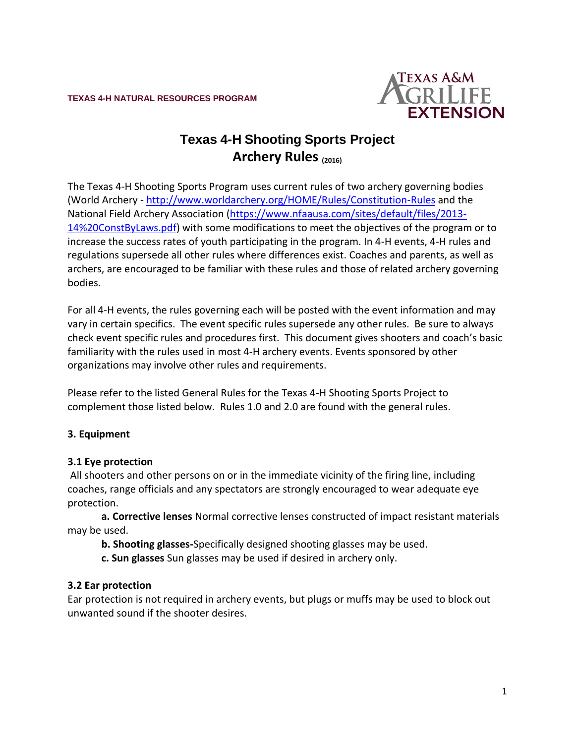TEXAS 4-H NATURAL RESOURCES PROGRAM

# Texas 4-H Shooting Sports Project
# Archery Rules (2016)

The Texas 4-H Shooting Sports Program uses current rules of two archery governing bodies (World Archery - http://www.worldarchery.org/HOME/Rules/Constitution-Rules and the National Field Archery Association (https://www.nfaausa.com/sites/default/files/2013-14%20ConstByLaws.pdf) with some modifications to meet the objectives of the program or to increase the success rates of youth participating in the program. In 4-H events, 4-H rules and regulations supersede all other rules where differences exist. Coaches and parents, as well as archers, are encouraged to be familiar with these rules and those of related archery governing bodies.

For all 4-H events, the rules governing each will be posted with the event information and may vary in certain specifics. The event specific rules supersede any other rules. Be sure to always check event specific rules and procedures first. This document gives shooters and coach's basic familiarity with the rules used in most 4-H archery events. Events sponsored by other organizations may involve other rules and requirements.

Please refer to the listed General Rules for the Texas 4-H Shooting Sports Project to complement those listed below. Rules 1.0 and 2.0 are found with the general rules.

## 3. Equipment

### 3.1 Eye protection

All shooters and other persons on or in the immediate vicinity of the firing line, including coaches, range officials and any spectators are strongly encouraged to wear adequate eye protection.

**a. Corrective lenses** Normal corrective lenses constructed of impact resistant materials may be used.

**b. Shooting glasses-**Specifically designed shooting glasses may be used.

**c. Sun glasses** Sun glasses may be used if desired in archery only.

### 3.2 Ear protection

Ear protection is not required in archery events, but plugs or muffs may be used to block out unwanted sound if the shooter desires.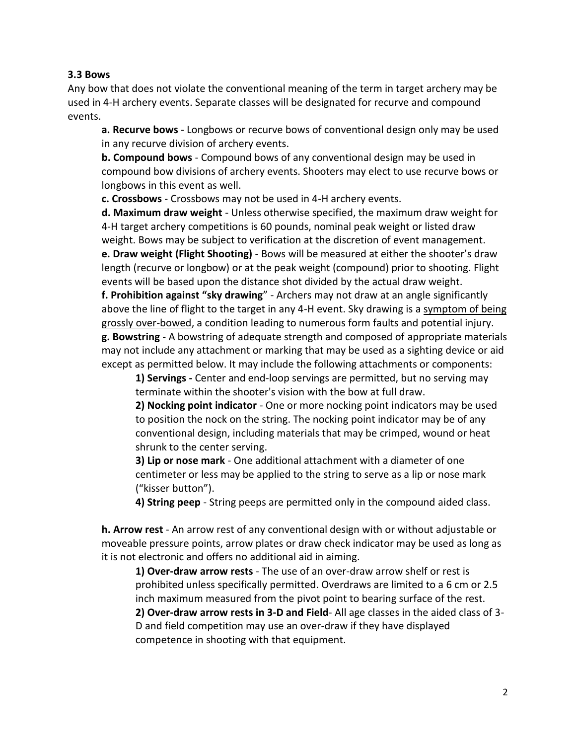### 3.3 Bows

Any bow that does not violate the conventional meaning of the term in target archery may be used in 4-H archery events. Separate classes will be designated for recurve and compound events.

**a. Recurve bows** - Longbows or recurve bows of conventional design only may be used in any recurve division of archery events.

**b. Compound bows** - Compound bows of any conventional design may be used in compound bow divisions of archery events. Shooters may elect to use recurve bows or longbows in this event as well.

**c. Crossbows** - Crossbows may not be used in 4-H archery events.

**d. Maximum draw weight** - Unless otherwise specified, the maximum draw weight for 4-H target archery competitions is 60 pounds, nominal peak weight or listed draw weight. Bows may be subject to verification at the discretion of event management.

**e. Draw weight (Flight Shooting)** - Bows will be measured at either the shooter's draw length (recurve or longbow) or at the peak weight (compound) prior to shooting. Flight events will be based upon the distance shot divided by the actual draw weight.

**f. Prohibition against "sky drawing"** - Archers may not draw at an angle significantly above the line of flight to the target in any 4-H event. Sky drawing is a symptom of being grossly over-bowed, a condition leading to numerous form faults and potential injury.

**g. Bowstring** - A bowstring of adequate strength and composed of appropriate materials may not include any attachment or marking that may be used as a sighting device or aid except as permitted below. It may include the following attachments or components:

1) **Servings -** Center and end-loop servings are permitted, but no serving may terminate within the shooter's vision with the bow at full draw.

2) **Nocking point indicator** - One or more nocking point indicators may be used to position the nock on the string. The nocking point indicator may be of any conventional design, including materials that may be crimped, wound or heat shrunk to the center serving.

3) **Lip or nose mark** - One additional attachment with a diameter of one centimeter or less may be applied to the string to serve as a lip or nose mark ("kisser button").

4) **String peep** - String peeps are permitted only in the compound aided class.

**h. Arrow rest** - An arrow rest of any conventional design with or without adjustable or moveable pressure points, arrow plates or draw check indicator may be used as long as it is not electronic and offers no additional aid in aiming.

1) **Over-draw arrow rests** - The use of an over-draw arrow shelf or rest is prohibited unless specifically permitted. Overdraws are limited to a 6 cm or 2.5 inch maximum measured from the pivot point to bearing surface of the rest.

2) **Over-draw arrow rests in 3-D and Field**- All age classes in the aided class of 3-D and field competition may use an over-draw if they have displayed competence in shooting with that equipment.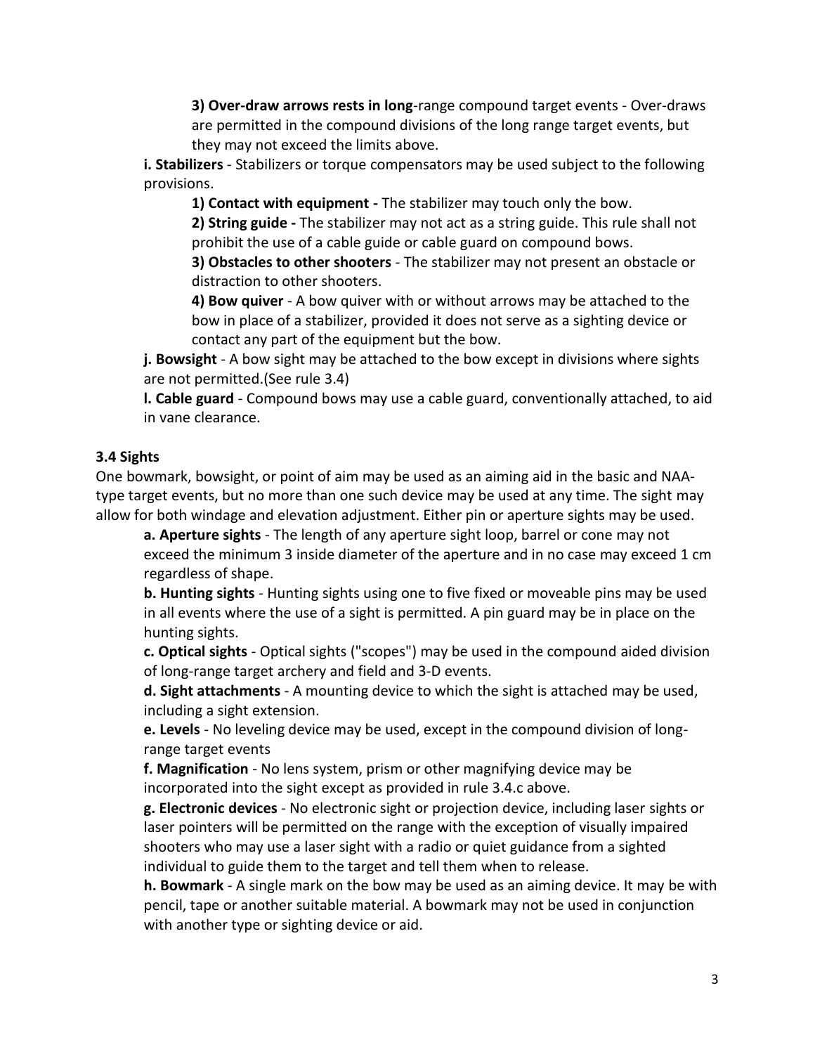3) **Over-draw arrows rests in long**-range compound target events - Over-draws are permitted in the compound divisions of the long range target events, but they may not exceed the limits above.

**i. Stabilizers** - Stabilizers or torque compensators may be used subject to the following provisions.

1) **Contact with equipment -** The stabilizer may touch only the bow.

2) **String guide -** The stabilizer may not act as a string guide. This rule shall not prohibit the use of a cable guide or cable guard on compound bows.

3) **Obstacles to other shooters** - The stabilizer may not present an obstacle or distraction to other shooters.

4) **Bow quiver** - A bow quiver with or without arrows may be attached to the bow in place of a stabilizer, provided it does not serve as a sighting device or contact any part of the equipment but the bow.

**j. Bowsight** - A bow sight may be attached to the bow except in divisions where sights are not permitted.(See rule 3.4)

**l. Cable guard** - Compound bows may use a cable guard, conventionally attached, to aid in vane clearance.

### 3.4 Sights

One bowmark, bowsight, or point of aim may be used as an aiming aid in the basic and NAA-type target events, but no more than one such device may be used at any time. The sight may allow for both windage and elevation adjustment. Either pin or aperture sights may be used.

**a. Aperture sights** - The length of any aperture sight loop, barrel or cone may not exceed the minimum 3 inside diameter of the aperture and in no case may exceed 1 cm regardless of shape.

**b. Hunting sights** - Hunting sights using one to five fixed or moveable pins may be used in all events where the use of a sight is permitted. A pin guard may be in place on the hunting sights.

**c. Optical sights** - Optical sights ("scopes") may be used in the compound aided division of long-range target archery and field and 3-D events.

**d. Sight attachments** - A mounting device to which the sight is attached may be used, including a sight extension.

**e. Levels** - No leveling device may be used, except in the compound division of long-range target events

**f. Magnification** - No lens system, prism or other magnifying device may be incorporated into the sight except as provided in rule 3.4.c above.

**g. Electronic devices** - No electronic sight or projection device, including laser sights or laser pointers will be permitted on the range with the exception of visually impaired shooters who may use a laser sight with a radio or quiet guidance from a sighted individual to guide them to the target and tell them when to release.

**h. Bowmark** - A single mark on the bow may be used as an aiming device. It may be with pencil, tape or another suitable material. A bowmark may not be used in conjunction with another type or sighting device or aid.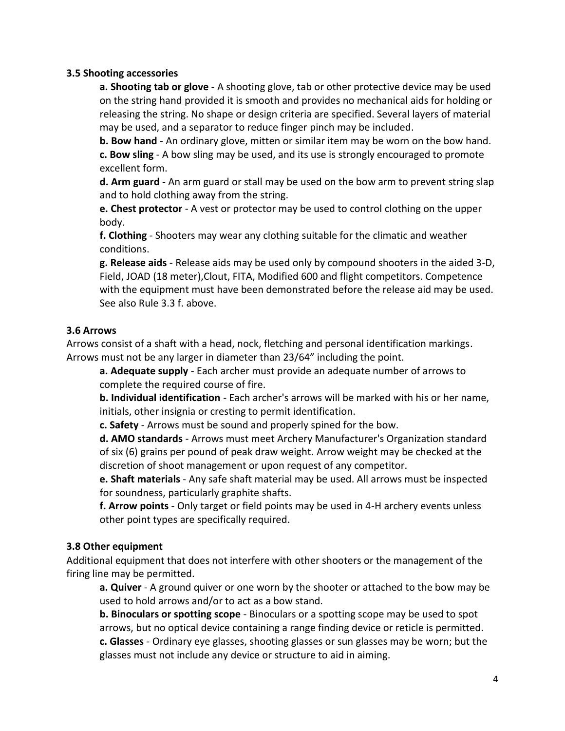### 3.5 Shooting accessories

**a. Shooting tab or glove** - A shooting glove, tab or other protective device may be used on the string hand provided it is smooth and provides no mechanical aids for holding or releasing the string. No shape or design criteria are specified. Several layers of material may be used, and a separator to reduce finger pinch may be included.

**b. Bow hand** - An ordinary glove, mitten or similar item may be worn on the bow hand.

**c. Bow sling** - A bow sling may be used, and its use is strongly encouraged to promote excellent form.

**d. Arm guard** - An arm guard or stall may be used on the bow arm to prevent string slap and to hold clothing away from the string.

**e. Chest protector** - A vest or protector may be used to control clothing on the upper body.

**f. Clothing** - Shooters may wear any clothing suitable for the climatic and weather conditions.

**g. Release aids** - Release aids may be used only by compound shooters in the aided 3-D, Field, JOAD (18 meter),Clout, FITA, Modified 600 and flight competitors. Competence with the equipment must have been demonstrated before the release aid may be used. See also Rule 3.3 f. above.

### 3.6 Arrows

Arrows consist of a shaft with a head, nock, fletching and personal identification markings. Arrows must not be any larger in diameter than 23/64" including the point.

**a. Adequate supply** - Each archer must provide an adequate number of arrows to complete the required course of fire.

**b. Individual identification** - Each archer's arrows will be marked with his or her name, initials, other insignia or cresting to permit identification.

**c. Safety** - Arrows must be sound and properly spined for the bow.

**d. AMO standards** - Arrows must meet Archery Manufacturer's Organization standard of six (6) grains per pound of peak draw weight. Arrow weight may be checked at the discretion of shoot management or upon request of any competitor.

**e. Shaft materials** - Any safe shaft material may be used. All arrows must be inspected for soundness, particularly graphite shafts.

**f. Arrow points** - Only target or field points may be used in 4-H archery events unless other point types are specifically required.

### 3.8 Other equipment

Additional equipment that does not interfere with other shooters or the management of the firing line may be permitted.

**a. Quiver** - A ground quiver or one worn by the shooter or attached to the bow may be used to hold arrows and/or to act as a bow stand.

**b. Binoculars or spotting scope** - Binoculars or a spotting scope may be used to spot arrows, but no optical device containing a range finding device or reticle is permitted.

**c. Glasses** - Ordinary eye glasses, shooting glasses or sun glasses may be worn; but the glasses must not include any device or structure to aid in aiming.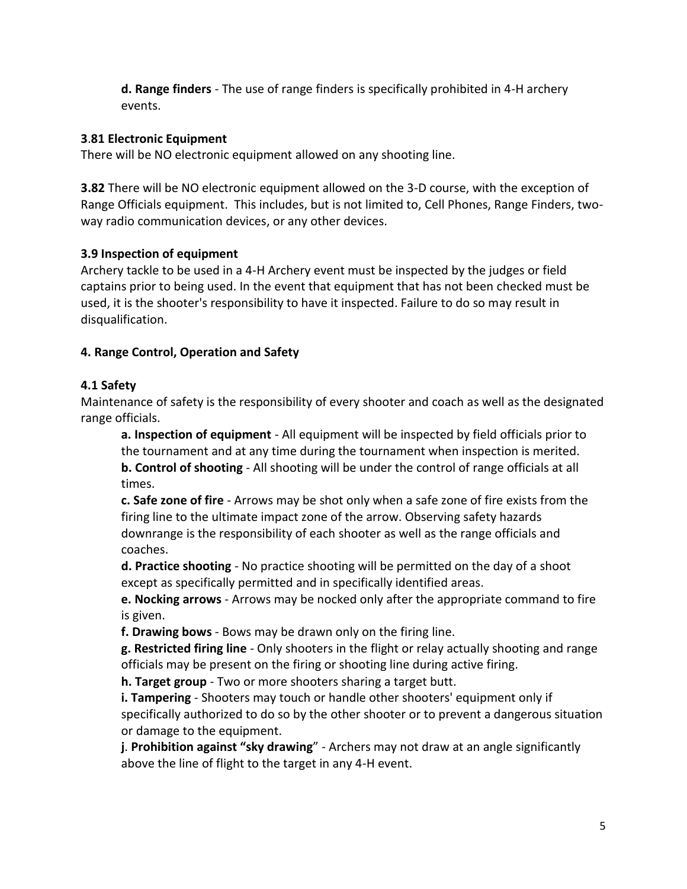**d. Range finders** - The use of range finders is specifically prohibited in 4-H archery events.

### 3.81 Electronic Equipment

There will be NO electronic equipment allowed on any shooting line.

**3.82** There will be NO electronic equipment allowed on the 3-D course, with the exception of Range Officials equipment. This includes, but is not limited to, Cell Phones, Range Finders, two-way radio communication devices, or any other devices.

### 3.9 Inspection of equipment

Archery tackle to be used in a 4-H Archery event must be inspected by the judges or field captains prior to being used. In the event that equipment that has not been checked must be used, it is the shooter's responsibility to have it inspected. Failure to do so may result in disqualification.

## 4. Range Control, Operation and Safety

### 4.1 Safety

Maintenance of safety is the responsibility of every shooter and coach as well as the designated range officials.

**a. Inspection of equipment** - All equipment will be inspected by field officials prior to the tournament and at any time during the tournament when inspection is merited.

**b. Control of shooting** - All shooting will be under the control of range officials at all times.

**c. Safe zone of fire** - Arrows may be shot only when a safe zone of fire exists from the firing line to the ultimate impact zone of the arrow. Observing safety hazards downrange is the responsibility of each shooter as well as the range officials and coaches.

**d. Practice shooting** - No practice shooting will be permitted on the day of a shoot except as specifically permitted and in specifically identified areas.

**e. Nocking arrows** - Arrows may be nocked only after the appropriate command to fire is given.

**f. Drawing bows** - Bows may be drawn only on the firing line.

**g. Restricted firing line** - Only shooters in the flight or relay actually shooting and range officials may be present on the firing or shooting line during active firing.

**h. Target group** - Two or more shooters sharing a target butt.

**i. Tampering** - Shooters may touch or handle other shooters' equipment only if specifically authorized to do so by the other shooter or to prevent a dangerous situation or damage to the equipment.

**j**. **Prohibition against "sky drawing**" - Archers may not draw at an angle significantly above the line of flight to the target in any 4-H event.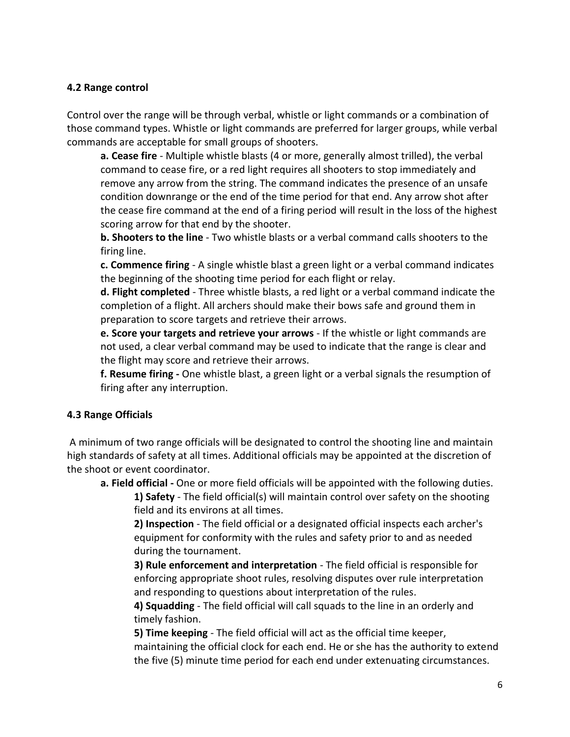### 4.2 Range control

Control over the range will be through verbal, whistle or light commands or a combination of those command types. Whistle or light commands are preferred for larger groups, while verbal commands are acceptable for small groups of shooters.

**a. Cease fire** - Multiple whistle blasts (4 or more, generally almost trilled), the verbal command to cease fire, or a red light requires all shooters to stop immediately and remove any arrow from the string. The command indicates the presence of an unsafe condition downrange or the end of the time period for that end. Any arrow shot after the cease fire command at the end of a firing period will result in the loss of the highest scoring arrow for that end by the shooter.

**b. Shooters to the line** - Two whistle blasts or a verbal command calls shooters to the firing line.

**c. Commence firing** - A single whistle blast a green light or a verbal command indicates the beginning of the shooting time period for each flight or relay.

**d. Flight completed** - Three whistle blasts, a red light or a verbal command indicate the completion of a flight. All archers should make their bows safe and ground them in preparation to score targets and retrieve their arrows.

**e. Score your targets and retrieve your arrows** - If the whistle or light commands are not used, a clear verbal command may be used to indicate that the range is clear and the flight may score and retrieve their arrows.

**f. Resume firing -** One whistle blast, a green light or a verbal signals the resumption of firing after any interruption.

### 4.3 Range Officials

A minimum of two range officials will be designated to control the shooting line and maintain high standards of safety at all times. Additional officials may be appointed at the discretion of the shoot or event coordinator.

**a. Field official -** One or more field officials will be appointed with the following duties.

**1) Safety** - The field official(s) will maintain control over safety on the shooting field and its environs at all times.

**2) Inspection** - The field official or a designated official inspects each archer's equipment for conformity with the rules and safety prior to and as needed during the tournament.

**3) Rule enforcement and interpretation** - The field official is responsible for enforcing appropriate shoot rules, resolving disputes over rule interpretation and responding to questions about interpretation of the rules.

**4) Squadding** - The field official will call squads to the line in an orderly and timely fashion.

**5) Time keeping** - The field official will act as the official time keeper, maintaining the official clock for each end. He or she has the authority to extend the five (5) minute time period for each end under extenuating circumstances.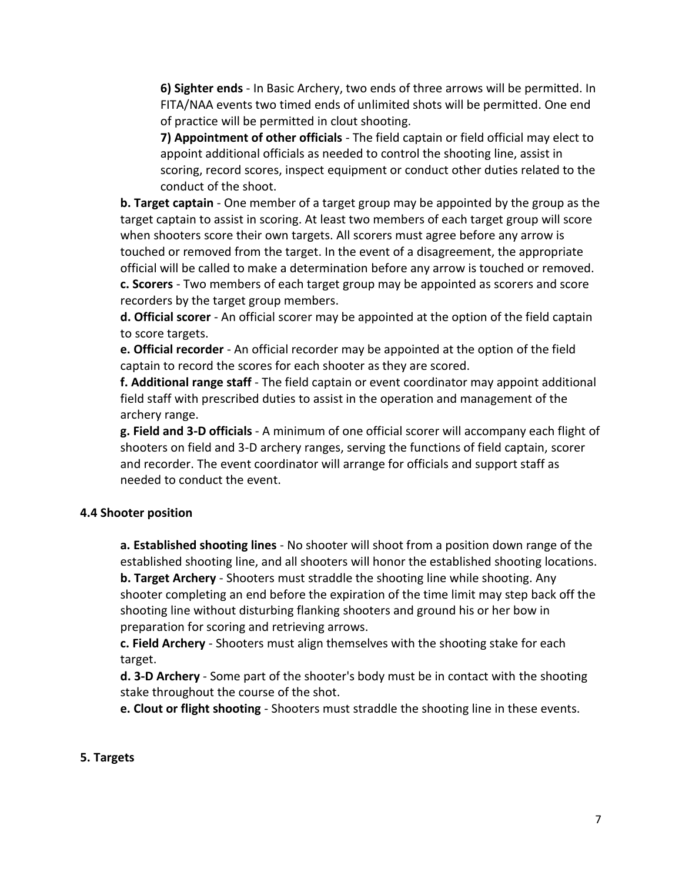**6) Sighter ends** - In Basic Archery, two ends of three arrows will be permitted. In FITA/NAA events two timed ends of unlimited shots will be permitted. One end of practice will be permitted in clout shooting.

**7) Appointment of other officials** - The field captain or field official may elect to appoint additional officials as needed to control the shooting line, assist in scoring, record scores, inspect equipment or conduct other duties related to the conduct of the shoot.

**b. Target captain** - One member of a target group may be appointed by the group as the target captain to assist in scoring. At least two members of each target group will score when shooters score their own targets. All scorers must agree before any arrow is touched or removed from the target. In the event of a disagreement, the appropriate official will be called to make a determination before any arrow is touched or removed.

**c. Scorers** - Two members of each target group may be appointed as scorers and score recorders by the target group members.

**d. Official scorer** - An official scorer may be appointed at the option of the field captain to score targets.

**e. Official recorder** - An official recorder may be appointed at the option of the field captain to record the scores for each shooter as they are scored.

**f. Additional range staff** - The field captain or event coordinator may appoint additional field staff with prescribed duties to assist in the operation and management of the archery range.

**g. Field and 3-D officials** - A minimum of one official scorer will accompany each flight of shooters on field and 3-D archery ranges, serving the functions of field captain, scorer and recorder. The event coordinator will arrange for officials and support staff as needed to conduct the event.

### 4.4 Shooter position

**a. Established shooting lines** - No shooter will shoot from a position down range of the established shooting line, and all shooters will honor the established shooting locations.

**b. Target Archery** - Shooters must straddle the shooting line while shooting. Any shooter completing an end before the expiration of the time limit may step back off the shooting line without disturbing flanking shooters and ground his or her bow in preparation for scoring and retrieving arrows.

**c. Field Archery** - Shooters must align themselves with the shooting stake for each target.

**d. 3-D Archery** - Some part of the shooter's body must be in contact with the shooting stake throughout the course of the shot.

**e. Clout or flight shooting** - Shooters must straddle the shooting line in these events.

## 5. Targets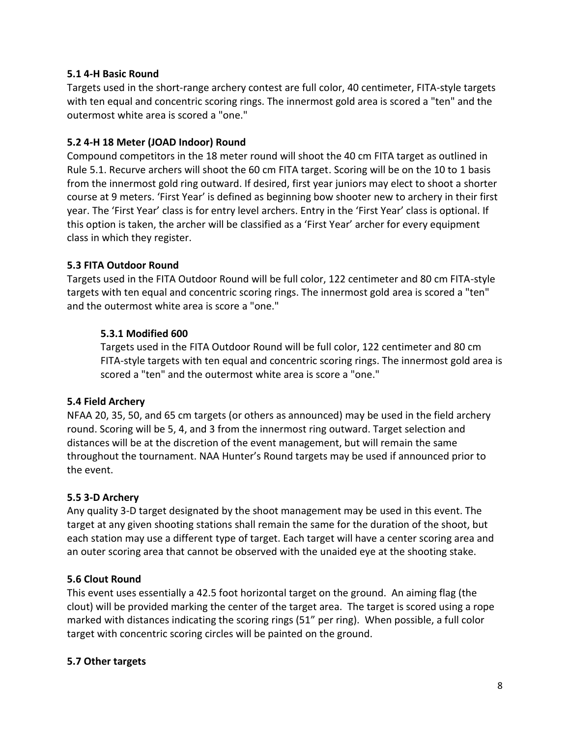### 5.1 4-H Basic Round

Targets used in the short-range archery contest are full color, 40 centimeter, FITA-style targets with ten equal and concentric scoring rings. The innermost gold area is scored a "ten" and the outermost white area is scored a "one."

### 5.2 4-H 18 Meter (JOAD Indoor) Round

Compound competitors in the 18 meter round will shoot the 40 cm FITA target as outlined in Rule 5.1. Recurve archers will shoot the 60 cm FITA target. Scoring will be on the 10 to 1 basis from the innermost gold ring outward. If desired, first year juniors may elect to shoot a shorter course at 9 meters. 'First Year' is defined as beginning bow shooter new to archery in their first year. The 'First Year' class is for entry level archers. Entry in the 'First Year' class is optional. If this option is taken, the archer will be classified as a 'First Year' archer for every equipment class in which they register.

### 5.3 FITA Outdoor Round

Targets used in the FITA Outdoor Round will be full color, 122 centimeter and 80 cm FITA-style targets with ten equal and concentric scoring rings. The innermost gold area is scored a "ten" and the outermost white area is score a "one."

#### 5.3.1 Modified 600

Targets used in the FITA Outdoor Round will be full color, 122 centimeter and 80 cm FITA-style targets with ten equal and concentric scoring rings. The innermost gold area is scored a "ten" and the outermost white area is score a "one."

### 5.4 Field Archery

NFAA 20, 35, 50, and 65 cm targets (or others as announced) may be used in the field archery round. Scoring will be 5, 4, and 3 from the innermost ring outward. Target selection and distances will be at the discretion of the event management, but will remain the same throughout the tournament. NAA Hunter's Round targets may be used if announced prior to the event.

### 5.5 3-D Archery

Any quality 3-D target designated by the shoot management may be used in this event. The target at any given shooting stations shall remain the same for the duration of the shoot, but each station may use a different type of target. Each target will have a center scoring area and an outer scoring area that cannot be observed with the unaided eye at the shooting stake.

### 5.6 Clout Round

This event uses essentially a 42.5 foot horizontal target on the ground. An aiming flag (the clout) will be provided marking the center of the target area. The target is scored using a rope marked with distances indicating the scoring rings (51" per ring). When possible, a full color target with concentric scoring circles will be painted on the ground.

### 5.7 Other targets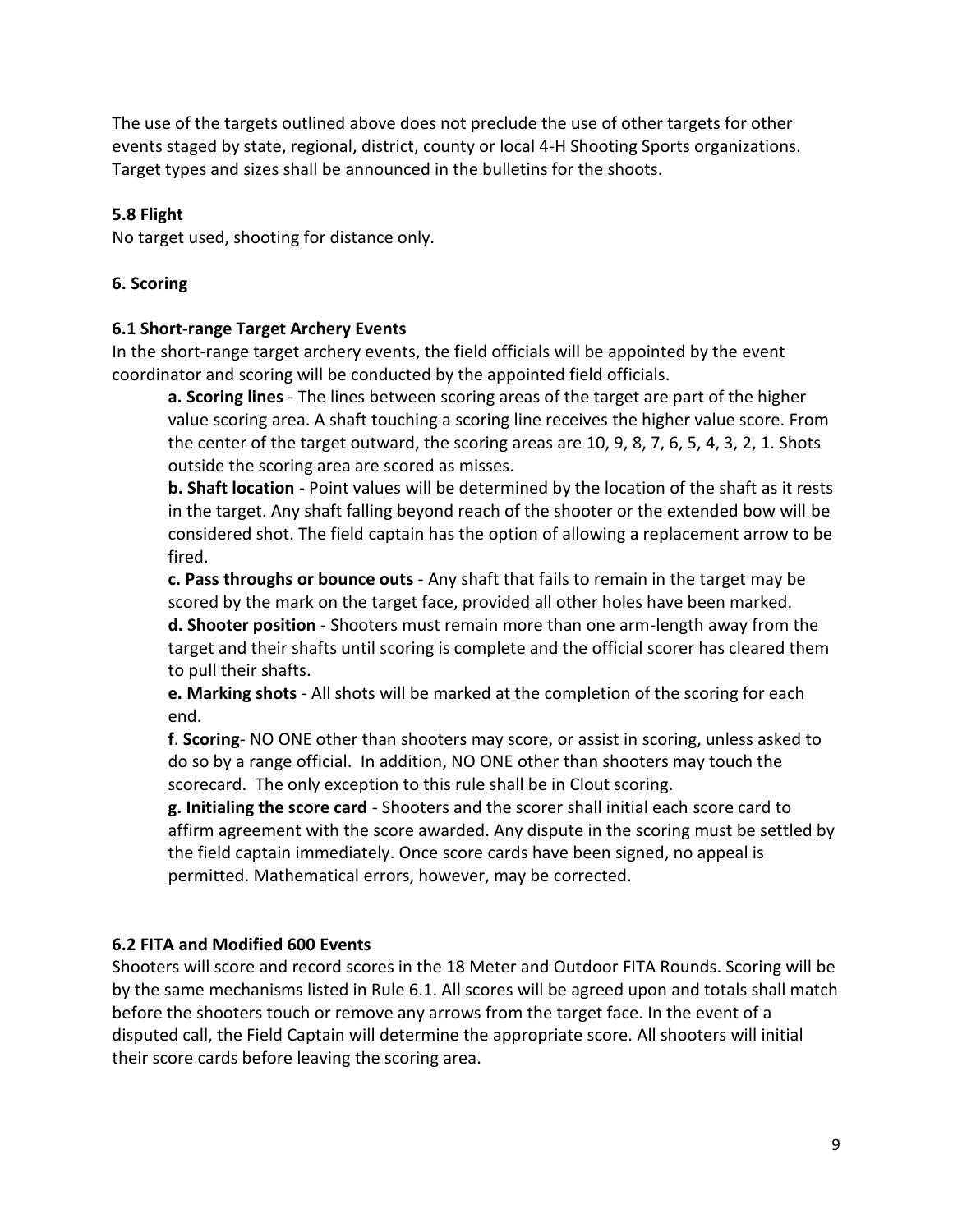The use of the targets outlined above does not preclude the use of other targets for other events staged by state, regional, district, county or local 4-H Shooting Sports organizations. Target types and sizes shall be announced in the bulletins for the shoots.

### 5.8 Flight

No target used, shooting for distance only.

## 6. Scoring

### 6.1 Short-range Target Archery Events

In the short-range target archery events, the field officials will be appointed by the event coordinator and scoring will be conducted by the appointed field officials.

**a. Scoring lines** - The lines between scoring areas of the target are part of the higher value scoring area. A shaft touching a scoring line receives the higher value score. From the center of the target outward, the scoring areas are 10, 9, 8, 7, 6, 5, 4, 3, 2, 1. Shots outside the scoring area are scored as misses.

**b. Shaft location** - Point values will be determined by the location of the shaft as it rests in the target. Any shaft falling beyond reach of the shooter or the extended bow will be considered shot. The field captain has the option of allowing a replacement arrow to be fired.

**c. Pass throughs or bounce outs** - Any shaft that fails to remain in the target may be scored by the mark on the target face, provided all other holes have been marked.

**d. Shooter position** - Shooters must remain more than one arm-length away from the target and their shafts until scoring is complete and the official scorer has cleared them to pull their shafts.

**e. Marking shots** - All shots will be marked at the completion of the scoring for each end.

**f**. **Scoring**- NO ONE other than shooters may score, or assist in scoring, unless asked to do so by a range official. In addition, NO ONE other than shooters may touch the scorecard. The only exception to this rule shall be in Clout scoring.

**g. Initialing the score card** - Shooters and the scorer shall initial each score card to affirm agreement with the score awarded. Any dispute in the scoring must be settled by the field captain immediately. Once score cards have been signed, no appeal is permitted. Mathematical errors, however, may be corrected.

### 6.2 FITA and Modified 600 Events

Shooters will score and record scores in the 18 Meter and Outdoor FITA Rounds. Scoring will be by the same mechanisms listed in Rule 6.1. All scores will be agreed upon and totals shall match before the shooters touch or remove any arrows from the target face. In the event of a disputed call, the Field Captain will determine the appropriate score. All shooters will initial their score cards before leaving the scoring area.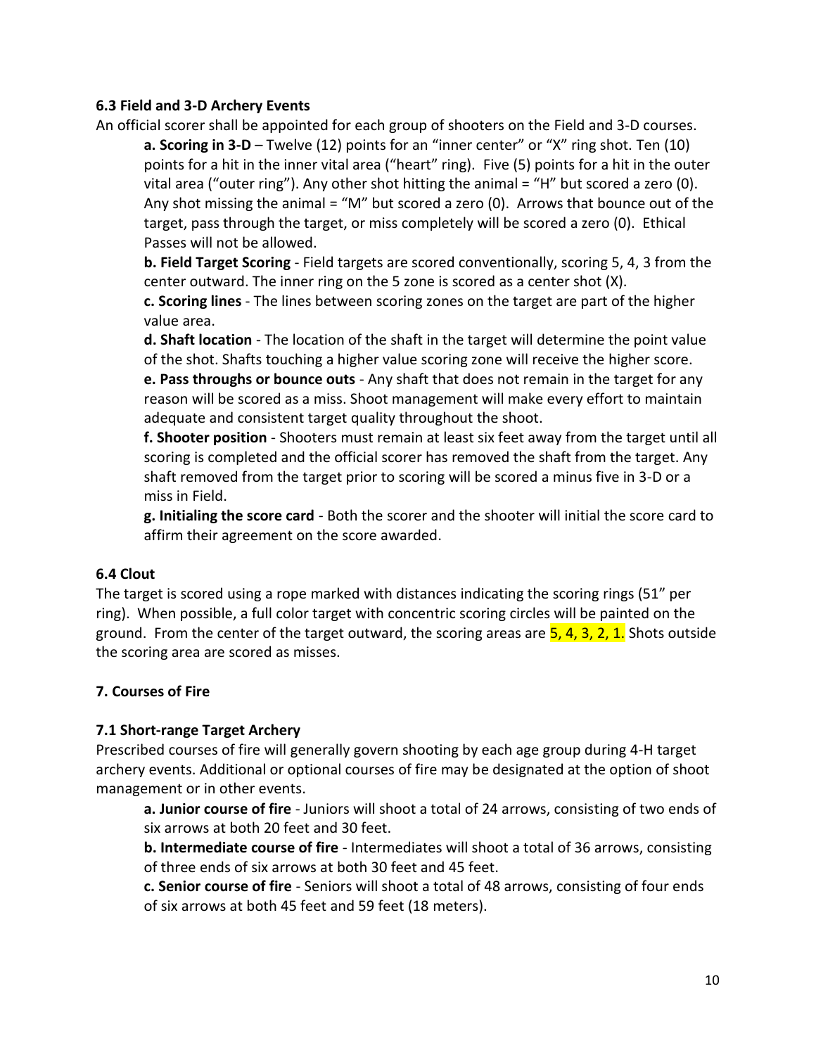### 6.3 Field and 3-D Archery Events

An official scorer shall be appointed for each group of shooters on the Field and 3-D courses.

**a. Scoring in 3-D** – Twelve (12) points for an "inner center" or "X" ring shot. Ten (10) points for a hit in the inner vital area ("heart" ring). Five (5) points for a hit in the outer vital area ("outer ring"). Any other shot hitting the animal = "H" but scored a zero (0). Any shot missing the animal = "M" but scored a zero (0). Arrows that bounce out of the target, pass through the target, or miss completely will be scored a zero (0). Ethical Passes will not be allowed.

**b. Field Target Scoring** - Field targets are scored conventionally, scoring 5, 4, 3 from the center outward. The inner ring on the 5 zone is scored as a center shot (X).

**c. Scoring lines** - The lines between scoring zones on the target are part of the higher value area.

**d. Shaft location** - The location of the shaft in the target will determine the point value of the shot. Shafts touching a higher value scoring zone will receive the higher score.

**e. Pass throughs or bounce outs** - Any shaft that does not remain in the target for any reason will be scored as a miss. Shoot management will make every effort to maintain adequate and consistent target quality throughout the shoot.

**f. Shooter position** - Shooters must remain at least six feet away from the target until all scoring is completed and the official scorer has removed the shaft from the target. Any shaft removed from the target prior to scoring will be scored a minus five in 3-D or a miss in Field.

**g. Initialing the score card** - Both the scorer and the shooter will initial the score card to affirm their agreement on the score awarded.

### 6.4 Clout

The target is scored using a rope marked with distances indicating the scoring rings (51" per ring). When possible, a full color target with concentric scoring circles will be painted on the ground. From the center of the target outward, the scoring areas are 5, 4, 3, 2, 1. Shots outside the scoring area are scored as misses.

## 7. Courses of Fire

### 7.1 Short-range Target Archery

Prescribed courses of fire will generally govern shooting by each age group during 4-H target archery events. Additional or optional courses of fire may be designated at the option of shoot management or in other events.

**a. Junior course of fire** - Juniors will shoot a total of 24 arrows, consisting of two ends of six arrows at both 20 feet and 30 feet.

**b. Intermediate course of fire** - Intermediates will shoot a total of 36 arrows, consisting of three ends of six arrows at both 30 feet and 45 feet.

**c. Senior course of fire** - Seniors will shoot a total of 48 arrows, consisting of four ends of six arrows at both 45 feet and 59 feet (18 meters).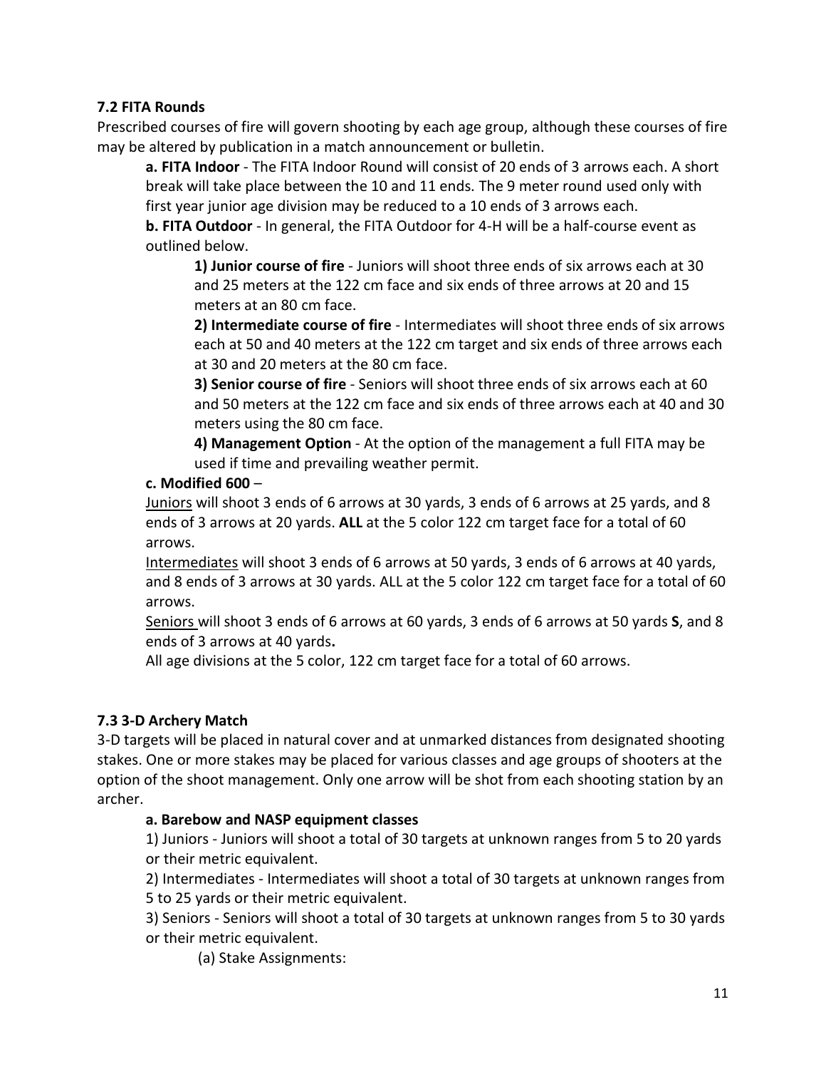### 7.2 FITA Rounds

Prescribed courses of fire will govern shooting by each age group, although these courses of fire may be altered by publication in a match announcement or bulletin.

**a. FITA Indoor** - The FITA Indoor Round will consist of 20 ends of 3 arrows each. A short break will take place between the 10 and 11 ends. The 9 meter round used only with first year junior age division may be reduced to a 10 ends of 3 arrows each.

**b. FITA Outdoor** - In general, the FITA Outdoor for 4-H will be a half-course event as outlined below.

**1) Junior course of fire** - Juniors will shoot three ends of six arrows each at 30 and 25 meters at the 122 cm face and six ends of three arrows at 20 and 15 meters at an 80 cm face.

**2) Intermediate course of fire** - Intermediates will shoot three ends of six arrows each at 50 and 40 meters at the 122 cm target and six ends of three arrows each at 30 and 20 meters at the 80 cm face.

**3) Senior course of fire** - Seniors will shoot three ends of six arrows each at 60 and 50 meters at the 122 cm face and six ends of three arrows each at 40 and 30 meters using the 80 cm face.

**4) Management Option** - At the option of the management a full FITA may be used if time and prevailing weather permit.

**c. Modified 600** –

Juniors will shoot 3 ends of 6 arrows at 30 yards, 3 ends of 6 arrows at 25 yards, and 8 ends of 3 arrows at 20 yards. **ALL** at the 5 color 122 cm target face for a total of 60 arrows.

Intermediates will shoot 3 ends of 6 arrows at 50 yards, 3 ends of 6 arrows at 40 yards, and 8 ends of 3 arrows at 30 yards. ALL at the 5 color 122 cm target face for a total of 60 arrows.

Seniors will shoot 3 ends of 6 arrows at 60 yards, 3 ends of 6 arrows at 50 yards **S**, and 8 ends of 3 arrows at 40 yards**.**

All age divisions at the 5 color, 122 cm target face for a total of 60 arrows.

### 7.3 3-D Archery Match

3-D targets will be placed in natural cover and at unmarked distances from designated shooting stakes. One or more stakes may be placed for various classes and age groups of shooters at the option of the shoot management. Only one arrow will be shot from each shooting station by an archer.

**a. Barebow and NASP equipment classes**

1) Juniors - Juniors will shoot a total of 30 targets at unknown ranges from 5 to 20 yards or their metric equivalent.

2) Intermediates - Intermediates will shoot a total of 30 targets at unknown ranges from 5 to 25 yards or their metric equivalent.

3) Seniors - Seniors will shoot a total of 30 targets at unknown ranges from 5 to 30 yards or their metric equivalent.

(a) Stake Assignments: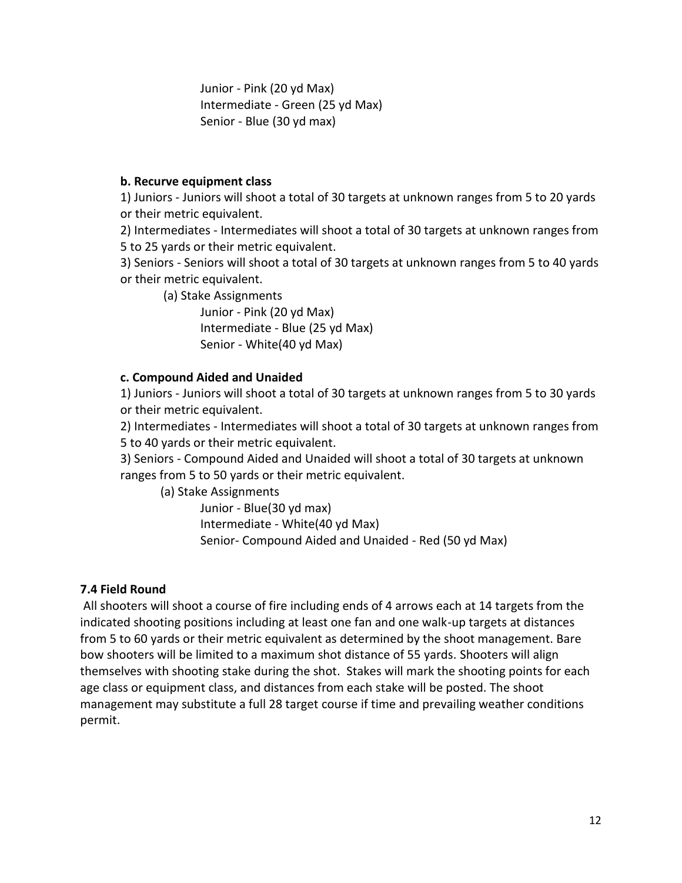Junior - Pink (20 yd Max)
Intermediate - Green (25 yd Max)
Senior - Blue (30 yd max)

**b. Recurve equipment class**

1) Juniors - Juniors will shoot a total of 30 targets at unknown ranges from 5 to 20 yards or their metric equivalent.

2) Intermediates - Intermediates will shoot a total of 30 targets at unknown ranges from 5 to 25 yards or their metric equivalent.

3) Seniors - Seniors will shoot a total of 30 targets at unknown ranges from 5 to 40 yards or their metric equivalent.

(a) Stake Assignments

Junior - Pink (20 yd Max)
Intermediate - Blue (25 yd Max)
Senior - White(40 yd Max)

**c. Compound Aided and Unaided**

1) Juniors - Juniors will shoot a total of 30 targets at unknown ranges from 5 to 30 yards or their metric equivalent.

2) Intermediates - Intermediates will shoot a total of 30 targets at unknown ranges from 5 to 40 yards or their metric equivalent.

3) Seniors - Compound Aided and Unaided will shoot a total of 30 targets at unknown ranges from 5 to 50 yards or their metric equivalent.

(a) Stake Assignments

Junior - Blue(30 yd max)
Intermediate - White(40 yd Max)
Senior- Compound Aided and Unaided - Red (50 yd Max)

**7.4 Field Round**

All shooters will shoot a course of fire including ends of 4 arrows each at 14 targets from the indicated shooting positions including at least one fan and one walk-up targets at distances from 5 to 60 yards or their metric equivalent as determined by the shoot management. Bare bow shooters will be limited to a maximum shot distance of 55 yards. Shooters will align themselves with shooting stake during the shot. Stakes will mark the shooting points for each age class or equipment class, and distances from each stake will be posted. The shoot management may substitute a full 28 target course if time and prevailing weather conditions permit.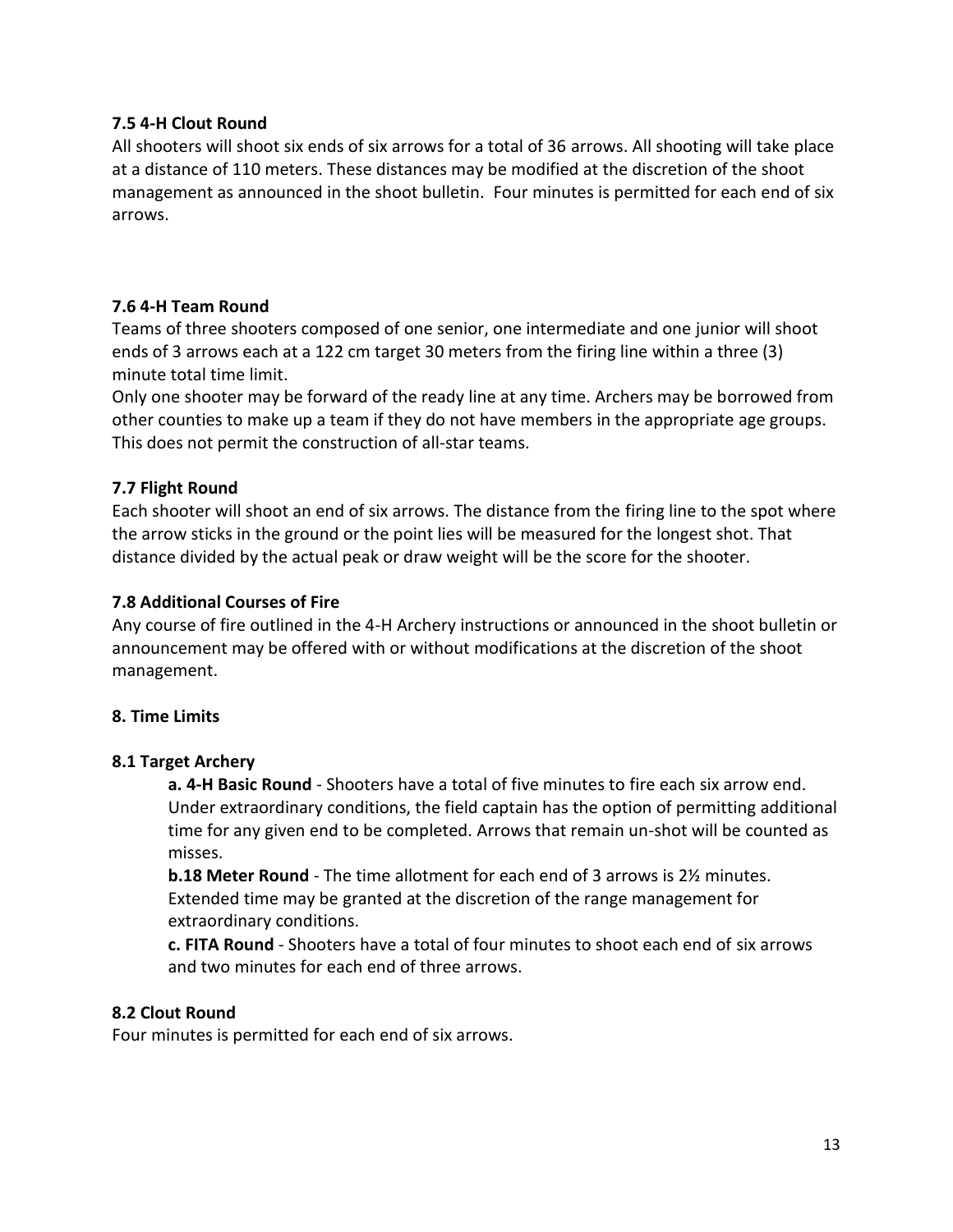### 7.5 4-H Clout Round

All shooters will shoot six ends of six arrows for a total of 36 arrows. All shooting will take place at a distance of 110 meters. These distances may be modified at the discretion of the shoot management as announced in the shoot bulletin. Four minutes is permitted for each end of six arrows.

### 7.6 4-H Team Round

Teams of three shooters composed of one senior, one intermediate and one junior will shoot ends of 3 arrows each at a 122 cm target 30 meters from the firing line within a three (3) minute total time limit.

Only one shooter may be forward of the ready line at any time. Archers may be borrowed from other counties to make up a team if they do not have members in the appropriate age groups. This does not permit the construction of all-star teams.

### 7.7 Flight Round

Each shooter will shoot an end of six arrows. The distance from the firing line to the spot where the arrow sticks in the ground or the point lies will be measured for the longest shot. That distance divided by the actual peak or draw weight will be the score for the shooter.

### 7.8 Additional Courses of Fire

Any course of fire outlined in the 4-H Archery instructions or announced in the shoot bulletin or announcement may be offered with or without modifications at the discretion of the shoot management.

## 8. Time Limits

### 8.1 Target Archery

**a. 4-H Basic Round** - Shooters have a total of five minutes to fire each six arrow end. Under extraordinary conditions, the field captain has the option of permitting additional time for any given end to be completed. Arrows that remain un-shot will be counted as misses.

**b.18 Meter Round** - The time allotment for each end of 3 arrows is 2½ minutes. Extended time may be granted at the discretion of the range management for extraordinary conditions.

**c. FITA Round** - Shooters have a total of four minutes to shoot each end of six arrows and two minutes for each end of three arrows.

### 8.2 Clout Round

Four minutes is permitted for each end of six arrows.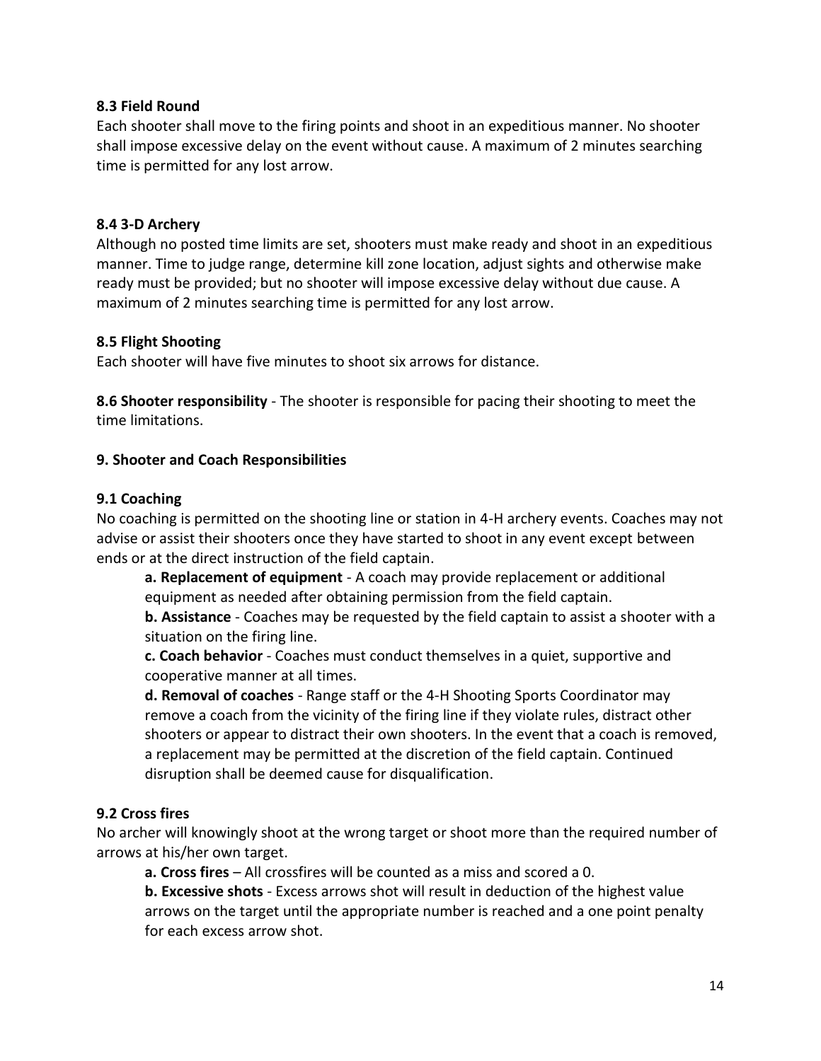### 8.3 Field Round

Each shooter shall move to the firing points and shoot in an expeditious manner. No shooter shall impose excessive delay on the event without cause. A maximum of 2 minutes searching time is permitted for any lost arrow.

### 8.4 3-D Archery

Although no posted time limits are set, shooters must make ready and shoot in an expeditious manner. Time to judge range, determine kill zone location, adjust sights and otherwise make ready must be provided; but no shooter will impose excessive delay without due cause. A maximum of 2 minutes searching time is permitted for any lost arrow.

### 8.5 Flight Shooting

Each shooter will have five minutes to shoot six arrows for distance.

**8.6 Shooter responsibility** - The shooter is responsible for pacing their shooting to meet the time limitations.

## 9. Shooter and Coach Responsibilities

### 9.1 Coaching

No coaching is permitted on the shooting line or station in 4-H archery events. Coaches may not advise or assist their shooters once they have started to shoot in any event except between ends or at the direct instruction of the field captain.

- **a. Replacement of equipment** - A coach may provide replacement or additional equipment as needed after obtaining permission from the field captain.
- **b. Assistance** - Coaches may be requested by the field captain to assist a shooter with a situation on the firing line.
- **c. Coach behavior** - Coaches must conduct themselves in a quiet, supportive and cooperative manner at all times.
- **d. Removal of coaches** - Range staff or the 4-H Shooting Sports Coordinator may remove a coach from the vicinity of the firing line if they violate rules, distract other shooters or appear to distract their own shooters. In the event that a coach is removed, a replacement may be permitted at the discretion of the field captain. Continued disruption shall be deemed cause for disqualification.

### 9.2 Cross fires

No archer will knowingly shoot at the wrong target or shoot more than the required number of arrows at his/her own target.

- **a. Cross fires** – All crossfires will be counted as a miss and scored a 0.
- **b. Excessive shots** - Excess arrows shot will result in deduction of the highest value arrows on the target until the appropriate number is reached and a one point penalty for each excess arrow shot.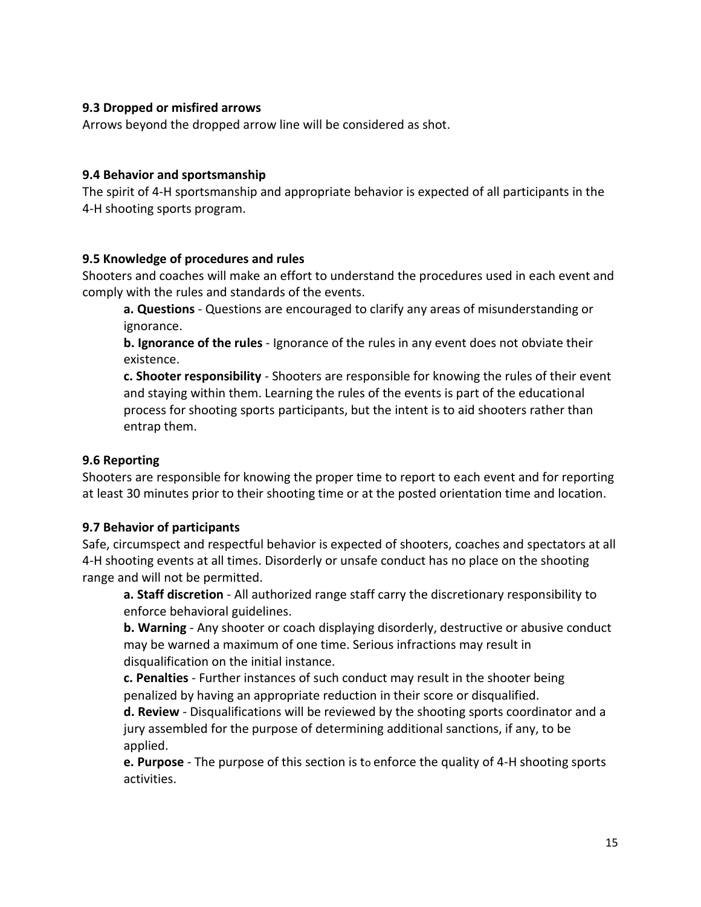### 9.3 Dropped or misfired arrows

Arrows beyond the dropped arrow line will be considered as shot.

### 9.4 Behavior and sportsmanship

The spirit of 4-H sportsmanship and appropriate behavior is expected of all participants in the 4-H shooting sports program.

### 9.5 Knowledge of procedures and rules

Shooters and coaches will make an effort to understand the procedures used in each event and comply with the rules and standards of the events.

**a. Questions** - Questions are encouraged to clarify any areas of misunderstanding or ignorance.

**b. Ignorance of the rules** - Ignorance of the rules in any event does not obviate their existence.

**c. Shooter responsibility** - Shooters are responsible for knowing the rules of their event and staying within them. Learning the rules of the events is part of the educational process for shooting sports participants, but the intent is to aid shooters rather than entrap them.

### 9.6 Reporting

Shooters are responsible for knowing the proper time to report to each event and for reporting at least 30 minutes prior to their shooting time or at the posted orientation time and location.

### 9.7 Behavior of participants

Safe, circumspect and respectful behavior is expected of shooters, coaches and spectators at all 4-H shooting events at all times. Disorderly or unsafe conduct has no place on the shooting range and will not be permitted.

**a. Staff discretion** - All authorized range staff carry the discretionary responsibility to enforce behavioral guidelines.

**b. Warning** - Any shooter or coach displaying disorderly, destructive or abusive conduct may be warned a maximum of one time. Serious infractions may result in disqualification on the initial instance.

**c. Penalties** - Further instances of such conduct may result in the shooter being penalized by having an appropriate reduction in their score or disqualified.

**d. Review** - Disqualifications will be reviewed by the shooting sports coordinator and a jury assembled for the purpose of determining additional sanctions, if any, to be applied.

**e. Purpose** - The purpose of this section is to enforce the quality of 4-H shooting sports activities.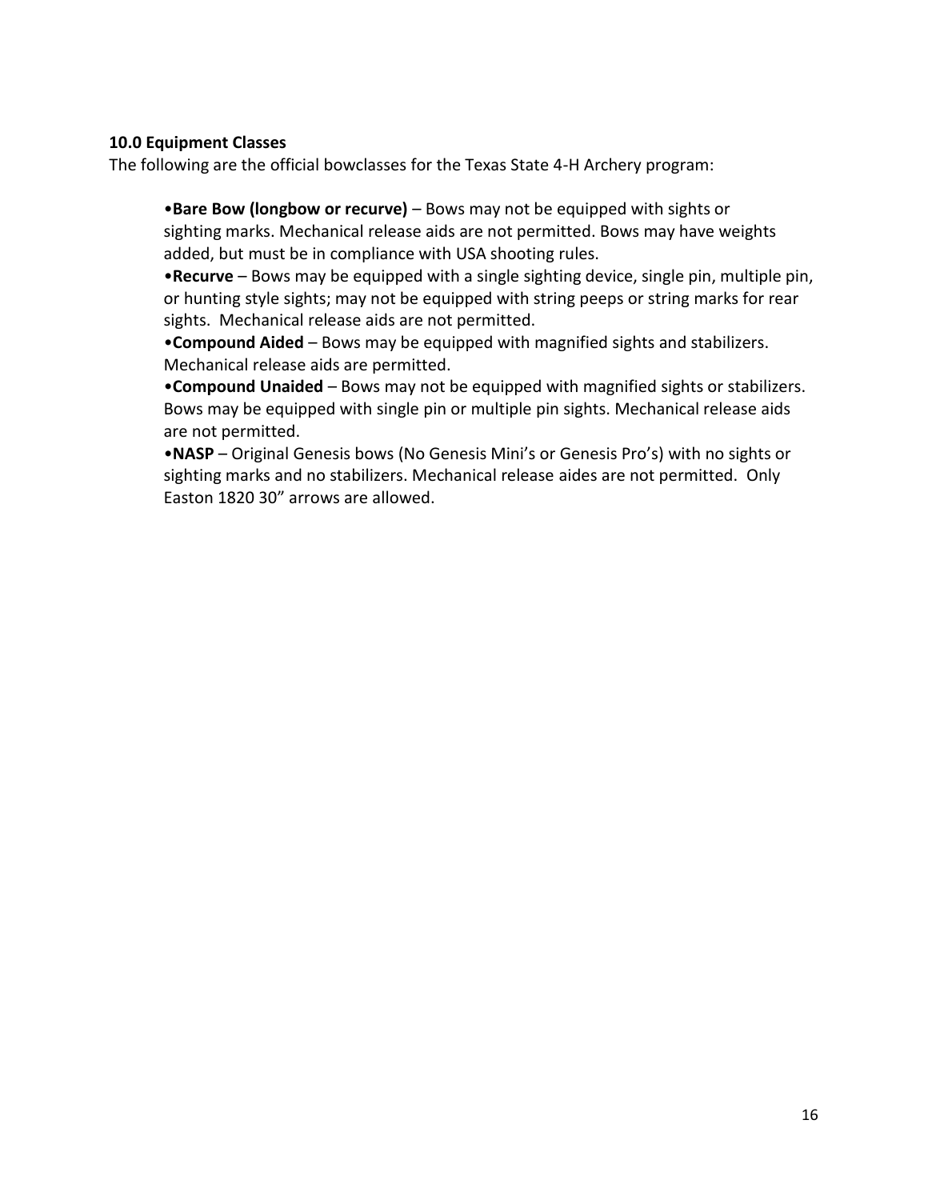### 10.0 Equipment Classes

The following are the official bowclasses for the Texas State 4-H Archery program:

- **Bare Bow (longbow or recurve)** – Bows may not be equipped with sights or sighting marks. Mechanical release aids are not permitted. Bows may have weights added, but must be in compliance with USA shooting rules.
- **Recurve** – Bows may be equipped with a single sighting device, single pin, multiple pin, or hunting style sights; may not be equipped with string peeps or string marks for rear sights. Mechanical release aids are not permitted.
- **Compound Aided** – Bows may be equipped with magnified sights and stabilizers. Mechanical release aids are permitted.
- **Compound Unaided** – Bows may not be equipped with magnified sights or stabilizers. Bows may be equipped with single pin or multiple pin sights. Mechanical release aids are not permitted.
- **NASP** – Original Genesis bows (No Genesis Mini's or Genesis Pro's) with no sights or sighting marks and no stabilizers. Mechanical release aides are not permitted. Only Easton 1820 30" arrows are allowed.